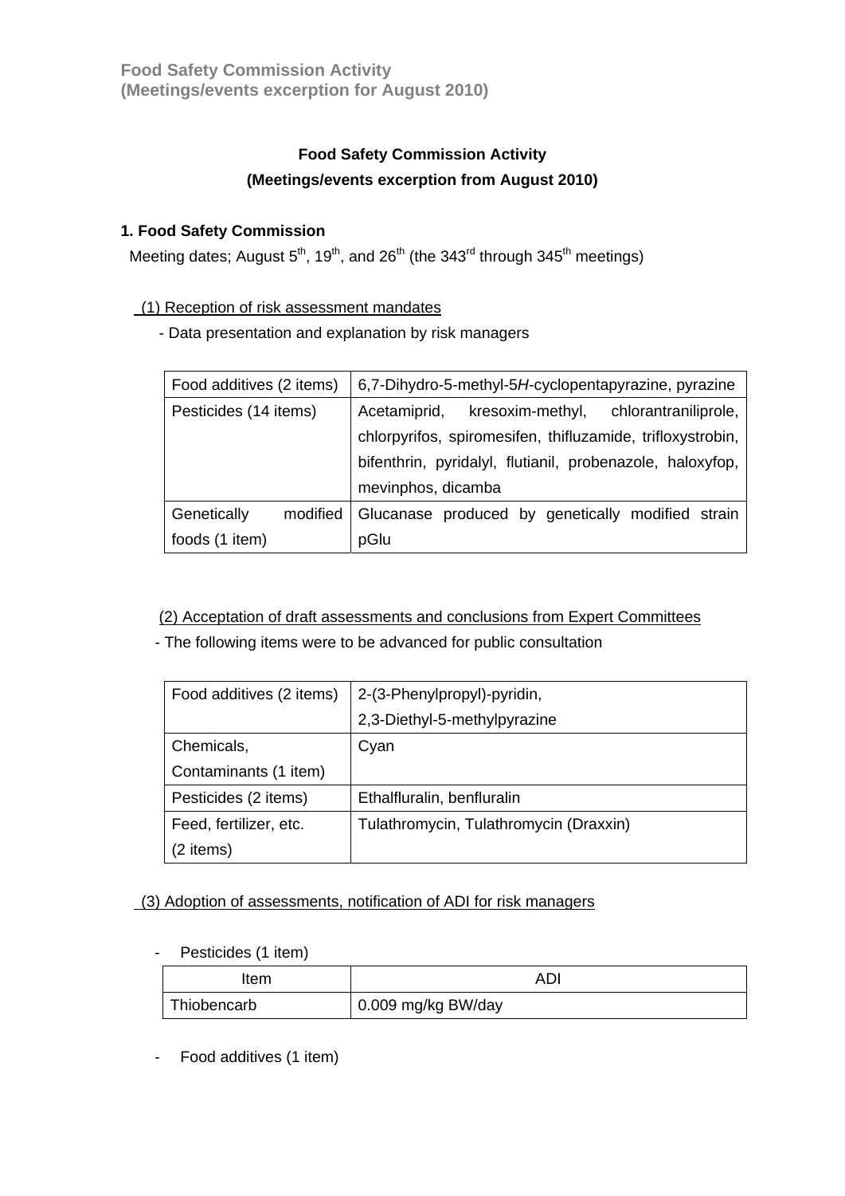# Food Safety Commission Activity (Meetings/events excerption for August 2010)

## Food Safety Commission Activity
## (Meetings/events excerption from August 2010)

### 1. Food Safety Commission

Meeting dates; August 5th, 19th, and 26th (the 343rd through 345th meetings)

(1) Reception of risk assessment mandates

- Data presentation and explanation by risk managers

| | |
|---|---|
| Food additives (2 items) | 6,7-Dihydro-5-methyl-5*H*-cyclopentapyrazine, pyrazine |
| Pesticides (14 items) | Acetamiprid, kresoxim-methyl, chlorantraniliprole, chlorpyrifos, spiromesifen, thifluzamide, trifloxystrobin, bifenthrin, pyridalyl, flutianil, probenazole, haloxyfop, mevinphos, dicamba |
| Genetically modified foods (1 item) | Glucanase produced by genetically modified strain pGlu |

(2) Acceptation of draft assessments and conclusions from Expert Committees

- The following items were to be advanced for public consultation

| | |
|---|---|
| Food additives (2 items) | 2-(3-Phenylpropyl)-pyridin, 2,3-Diethyl-5-methylpyrazine |
| Chemicals, Contaminants (1 item) | Cyan |
| Pesticides (2 items) | Ethalfluralin, benfluralin |
| Feed, fertilizer, etc. (2 items) | Tulathromycin, Tulathromycin (Draxxin) |

(3) Adoption of assessments, notification of ADI for risk managers

- Pesticides (1 item)

| Item | ADI |
|---|---|
| Thiobencarb | 0.009 mg/kg BW/day |

- Food additives (1 item)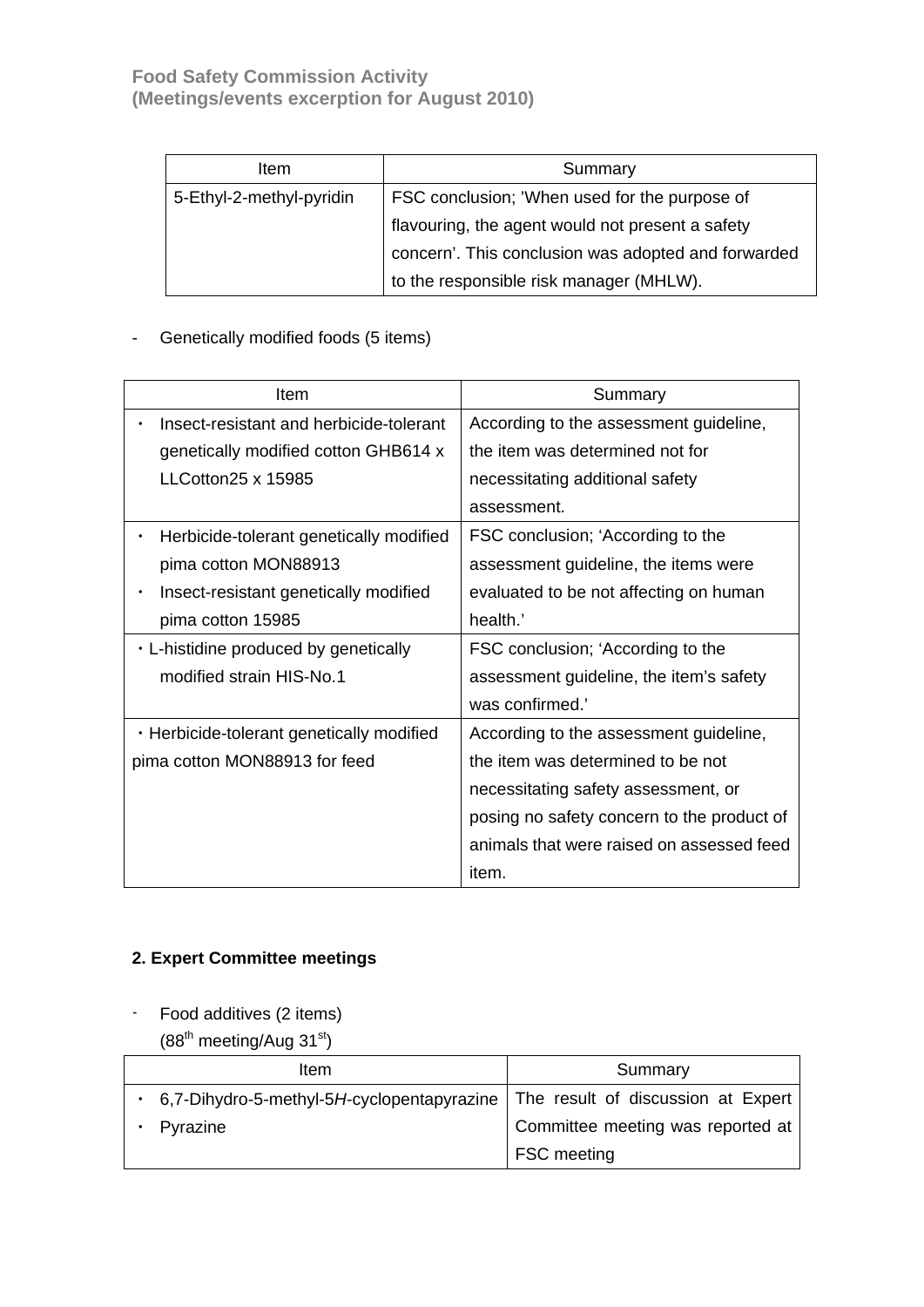**Food Safety Commission Activity**
**(Meetings/events excerption for August 2010)**

| Item | Summary |
|---|---|
| 5-Ethyl-2-methyl-pyridin | FSC conclusion; 'When used for the purpose of flavouring, the agent would not present a safety concern'. This conclusion was adopted and forwarded to the responsible risk manager (MHLW). |

- Genetically modified foods (5 items)

| Item | Summary |
|---|---|
| ・ Insect-resistant and herbicide-tolerant genetically modified cotton GHB614 x LLCotton25 x 15985 | According to the assessment guideline, the item was determined not for necessitating additional safety assessment. |
| ・ Herbicide-tolerant genetically modified pima cotton MON88913<br>・ Insect-resistant genetically modified pima cotton 15985 | FSC conclusion; 'According to the assessment guideline, the items were evaluated to be not affecting on human health.' |
| ・L-histidine produced by genetically modified strain HIS-No.1 | FSC conclusion; 'According to the assessment guideline, the item's safety was confirmed.' |
| ・Herbicide-tolerant genetically modified pima cotton MON88913 for feed | According to the assessment guideline, the item was determined to be not necessitating safety assessment, or posing no safety concern to the product of animals that were raised on assessed feed item. |

**2. Expert Committee meetings**

- Food additives (2 items)
  (88th meeting/Aug 31st)

| Item | Summary |
|---|---|
| ・ 6,7-Dihydro-5-methyl-5*H*-cyclopentapyrazine<br>・ Pyrazine | The result of discussion at Expert Committee meeting was reported at FSC meeting |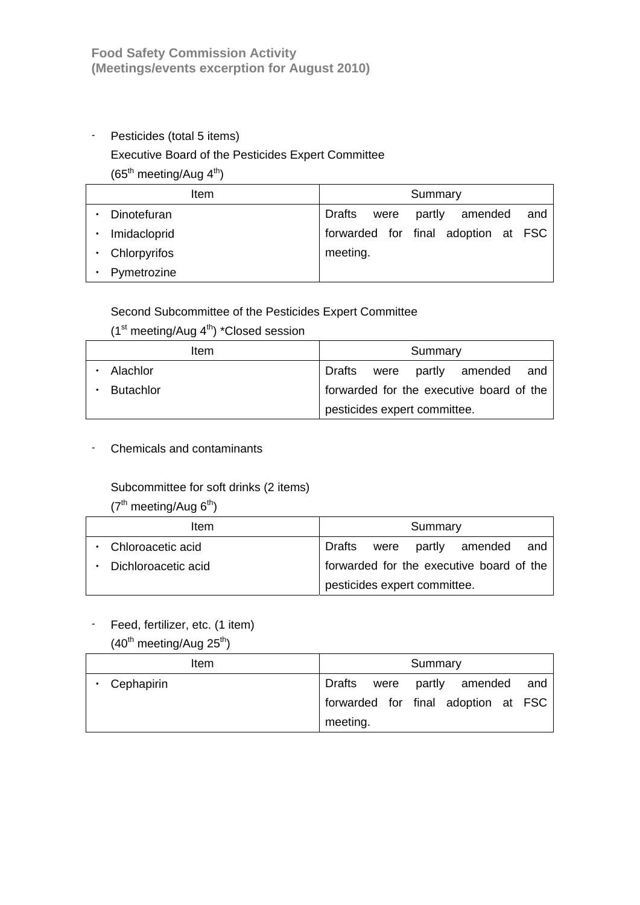**Food Safety Commission Activity**
**(Meetings/events excerption for August 2010)**

- Pesticides (total 5 items)

  Executive Board of the Pesticides Expert Committee

  (65th meeting/Aug 4th)

| Item | Summary |
| --- | --- |
| ・ Dinotefuran<br>・ Imidacloprid<br>・ Chlorpyrifos<br>・ Pymetrozine | Drafts were partly amended and forwarded for final adoption at FSC meeting. |

  Second Subcommittee of the Pesticides Expert Committee

  (1st meeting/Aug 4th) *Closed session

| Item | Summary |
| --- | --- |
| ・ Alachlor<br>・ Butachlor | Drafts were partly amended and forwarded for the executive board of the pesticides expert committee. |

- Chemicals and contaminants

  Subcommittee for soft drinks (2 items)

  (7th meeting/Aug 6th)

| Item | Summary |
| --- | --- |
| ・ Chloroacetic acid<br>・ Dichloroacetic acid | Drafts were partly amended and forwarded for the executive board of the pesticides expert committee. |

- Feed, fertilizer, etc. (1 item)

  (40th meeting/Aug 25th)

| Item | Summary |
| --- | --- |
| ・ Cephapirin | Drafts were partly amended and forwarded for final adoption at FSC meeting. |